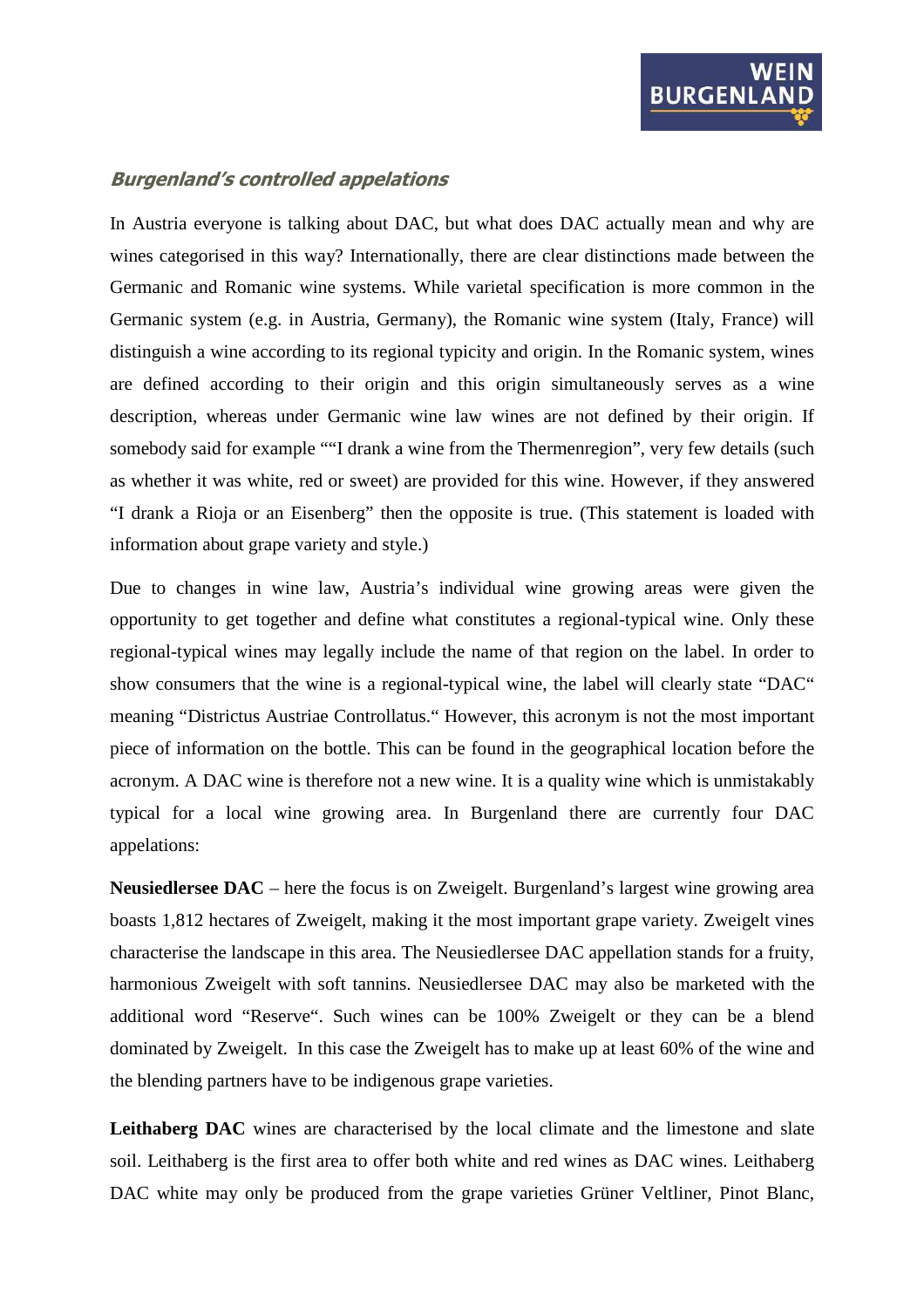## *Burgenland's controlled appelations*

In Austria everyone is talking about DAC, but what does DAC actually mean and why are wines categorised in this way? Internationally, there are clear distinctions made between the Germanic and Romanic wine systems. While varietal specification is more common in the Germanic system (e.g. in Austria, Germany), the Romanic wine system (Italy, France) will distinguish a wine according to its regional typicity and origin. In the Romanic system, wines are defined according to their origin and this origin simultaneously serves as a wine description, whereas under Germanic wine law wines are not defined by their origin. If somebody said for example ""I drank a wine from the Thermenregion", very few details (such as whether it was white, red or sweet) are provided for this wine. However, if they answered "I drank a Rioja or an Eisenberg" then the opposite is true. (This statement is loaded with information about grape variety and style.)

Due to changes in wine law, Austria's individual wine growing areas were given the opportunity to get together and define what constitutes a regional-typical wine. Only these regional-typical wines may legally include the name of that region on the label. In order to show consumers that the wine is a regional-typical wine, the label will clearly state "DAC" meaning "Districtus Austriae Controllatus." However, this acronym is not the most important piece of information on the bottle. This can be found in the geographical location before the acronym. A DAC wine is therefore not a new wine. It is a quality wine which is unmistakably typical for a local wine growing area. In Burgenland there are currently four DAC appelations:

**Neusiedlersee DAC** – here the focus is on Zweigelt. Burgenland's largest wine growing area boasts 1,812 hectares of Zweigelt, making it the most important grape variety. Zweigelt vines characterise the landscape in this area. The Neusiedlersee DAC appellation stands for a fruity, harmonious Zweigelt with soft tannins. Neusiedlersee DAC may also be marketed with the additional word "Reserve". Such wines can be 100% Zweigelt or they can be a blend dominated by Zweigelt. In this case the Zweigelt has to make up at least 60% of the wine and the blending partners have to be indigenous grape varieties.

**Leithaberg DAC** wines are characterised by the local climate and the limestone and slate soil. Leithaberg is the first area to offer both white and red wines as DAC wines. Leithaberg DAC white may only be produced from the grape varieties Grüner Veltliner, Pinot Blanc,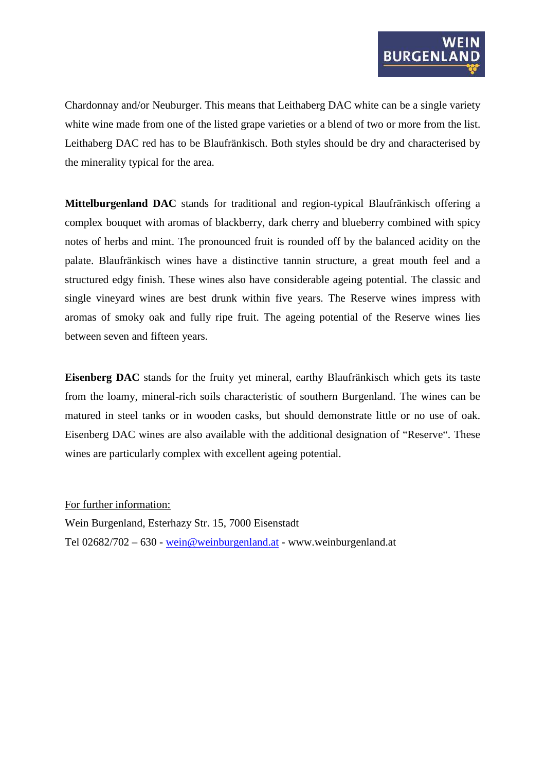Chardonnay and/or Neuburger. This means that Leithaberg DAC white can be a single variety white wine made from one of the listed grape varieties or a blend of two or more from the list. Leithaberg DAC red has to be Blaufränkisch. Both styles should be dry and characterised by the minerality typical for the area.

**Mittelburgenland DAC** stands for traditional and region-typical Blaufränkisch offering a complex bouquet with aromas of blackberry, dark cherry and blueberry combined with spicy notes of herbs and mint. The pronounced fruit is rounded off by the balanced acidity on the palate. Blaufränkisch wines have a distinctive tannin structure, a great mouth feel and a structured edgy finish. These wines also have considerable ageing potential. The classic and single vineyard wines are best drunk within five years. The Reserve wines impress with aromas of smoky oak and fully ripe fruit. The ageing potential of the Reserve wines lies between seven and fifteen years.

**Eisenberg DAC** stands for the fruity yet mineral, earthy Blaufränkisch which gets its taste from the loamy, mineral-rich soils characteristic of southern Burgenland. The wines can be matured in steel tanks or in wooden casks, but should demonstrate little or no use of oak. Eisenberg DAC wines are also available with the additional designation of "Reserve". These wines are particularly complex with excellent ageing potential.

<u>For further information:</u>
Wein Burgenland, Esterhazy Str. 15, 7000 Eisenstadt
Tel 02682/702 – 630 - wein@weinburgenland.at - www.weinburgenland.at